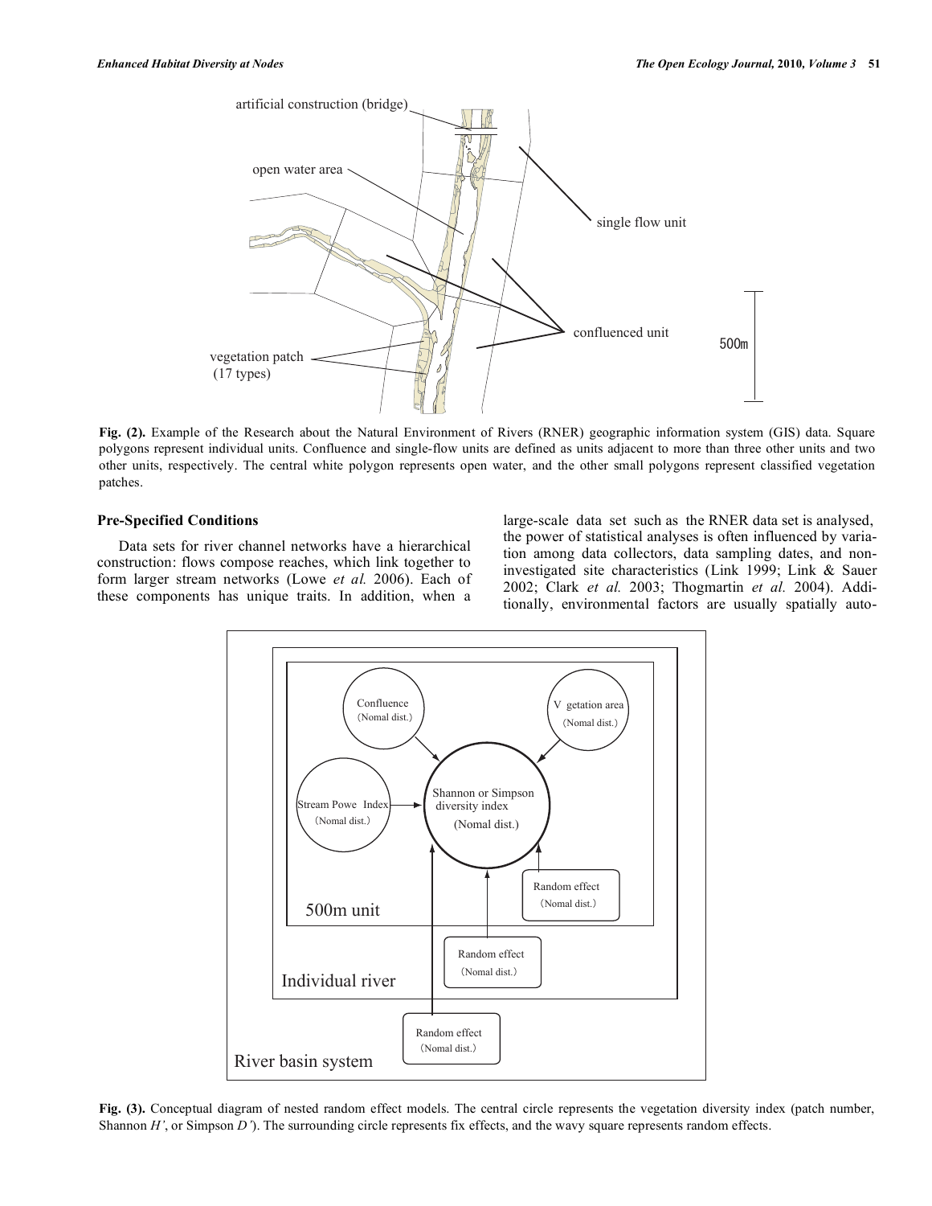**Fig. (2).** Example of the Research about the Natural Environment of Rivers (RNER) geographic information system (GIS) data. Square polygons represent individual units. Confluence and single-flow units are defined as units adjacent to more than three other units and two other units, respectively. The central white polygon represents open water, and the other small polygons represent classified vegetation patches.

### Pre-Specified Conditions

Data sets for river channel networks have a hierarchical construction: flows compose reaches, which link together to form larger stream networks (Lowe *et al.* 2006). Each of these components has unique traits. In addition, when a large-scale data set such as the RNER data set is analysed, the power of statistical analyses is often influenced by variation among data collectors, data sampling dates, and non-investigated site characteristics (Link 1999; Link & Sauer 2002; Clark *et al.* 2003; Thogmartin *et al.* 2004). Additionally, environmental factors are usually spatially auto-

**Fig. (3).** Conceptual diagram of nested random effect models. The central circle represents the vegetation diversity index (patch number, Shannon *H'*, or Simpson *D'*). The surrounding circle represents fix effects, and the wavy square represents random effects.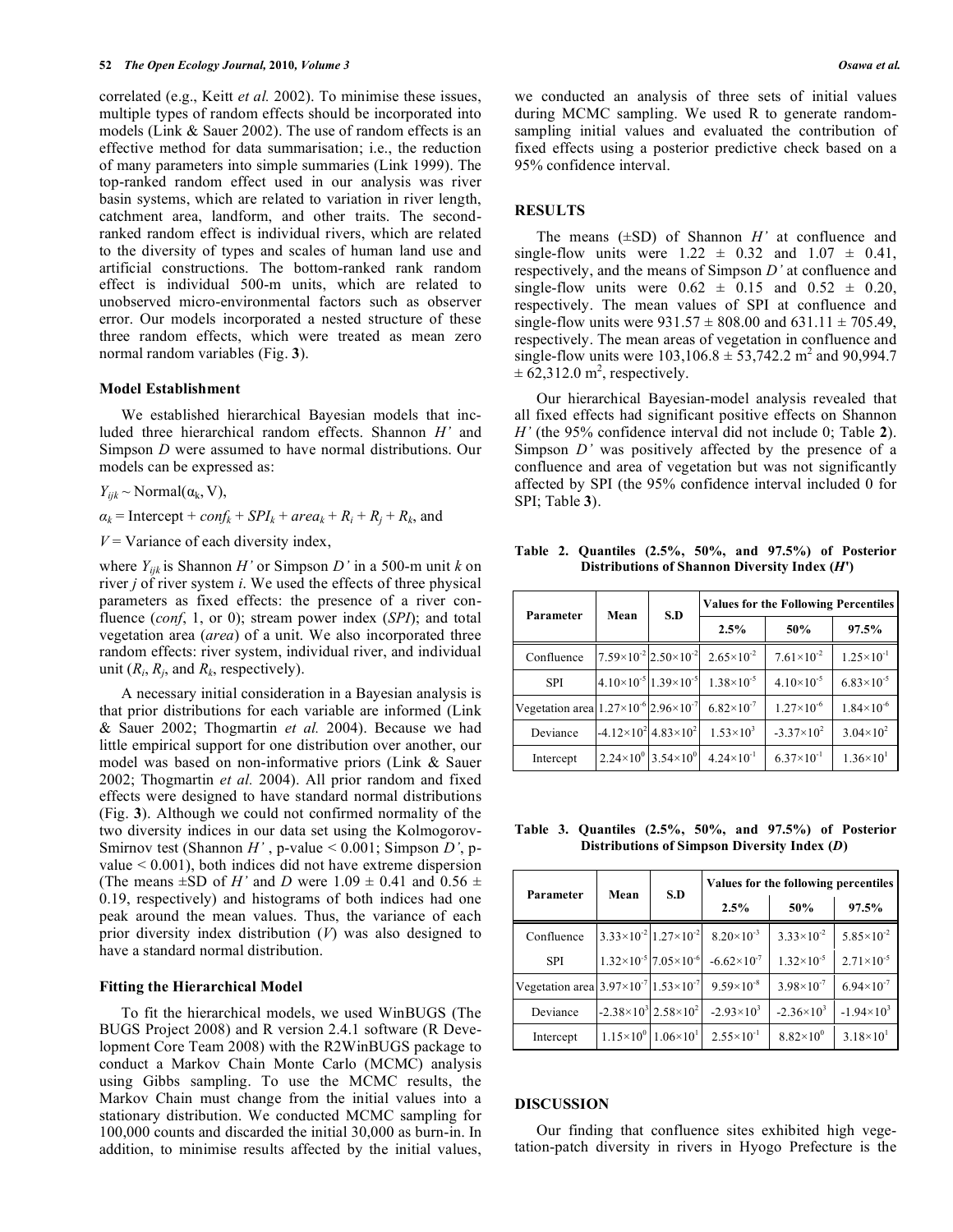correlated (e.g., Keitt *et al.* 2002). To minimise these issues, multiple types of random effects should be incorporated into models (Link & Sauer 2002). The use of random effects is an effective method for data summarisation; i.e., the reduction of many parameters into simple summaries (Link 1999). The top-ranked random effect used in our analysis was river basin systems, which are related to variation in river length, catchment area, landform, and other traits. The second-ranked random effect is individual rivers, which are related to the diversity of types and scales of human land use and artificial constructions. The bottom-ranked rank random effect is individual 500-m units, which are related to unobserved micro-environmental factors such as observer error. Our models incorporated a nested structure of these three random effects, which were treated as mean zero normal random variables (Fig. **3**).

### Model Establishment

We established hierarchical Bayesian models that included three hierarchical random effects. Shannon $H'$ and Simpson $D$ were assumed to have normal distributions. Our models can be expressed as:

$Y_{ijk} \sim \text{Normal}(\alpha_k, V)$,

$\alpha_k = \text{Intercept} + conf_k + SPI_k + area_k + R_i + R_j + R_k$, and

$V$ = Variance of each diversity index,

where $Y_{ijk}$ is Shannon $H'$ or Simpson $D'$ in a 500-m unit $k$ on river $j$ of river system $i$. We used the effects of three physical parameters as fixed effects: the presence of a river confluence (*conf*, 1, or 0); stream power index (*SPI*); and total vegetation area (*area*) of a unit. We also incorporated three random effects: river system, individual river, and individual unit ($R_i$, $R_j$, and $R_k$, respectively).

A necessary initial consideration in a Bayesian analysis is that prior distributions for each variable are informed (Link & Sauer 2002; Thogmartin *et al.* 2004). Because we had little empirical support for one distribution over another, our model was based on non-informative priors (Link & Sauer 2002; Thogmartin *et al.* 2004). All prior random and fixed effects were designed to have standard normal distributions (Fig. **3**). Although we could not confirmed normality of the two diversity indices in our data set using the Kolmogorov-Smirnov test (Shannon $H'$ , p-value < 0.001; Simpson $D'$, p-value < 0.001), both indices did not have extreme dispersion (The means ±SD of $H'$ and $D$ were 1.09 ± 0.41 and 0.56 ± 0.19, respectively) and histograms of both indices had one peak around the mean values. Thus, the variance of each prior diversity index distribution ($V$) was also designed to have a standard normal distribution.

### Fitting the Hierarchical Model

To fit the hierarchical models, we used WinBUGS (The BUGS Project 2008) and R version 2.4.1 software (R Development Core Team 2008) with the R2WinBUGS package to conduct a Markov Chain Monte Carlo (MCMC) analysis using Gibbs sampling. To use the MCMC results, the Markov Chain must change from the initial values into a stationary distribution. We conducted MCMC sampling for 100,000 counts and discarded the initial 30,000 as burn-in. In addition, to minimise results affected by the initial values, we conducted an analysis of three sets of initial values during MCMC sampling. We used R to generate random-sampling initial values and evaluated the contribution of fixed effects using a posterior predictive check based on a 95% confidence interval.

## RESULTS

The means (±SD) of Shannon $H'$ at confluence and single-flow units were 1.22 ± 0.32 and 1.07 ± 0.41, respectively, and the means of Simpson $D'$ at confluence and single-flow units were 0.62 ± 0.15 and 0.52 ± 0.20, respectively. The mean values of SPI at confluence and single-flow units were 931.57 ± 808.00 and 631.11 ± 705.49, respectively. The mean areas of vegetation in confluence and single-flow units were 103,106.8 ± 53,742.2 m$^2$ and 90,994.7 ± 62,312.0 m$^2$, respectively.

Our hierarchical Bayesian-model analysis revealed that all fixed effects had significant positive effects on Shannon $H'$ (the 95% confidence interval did not include 0; Table **2**). Simpson $D'$ was positively affected by the presence of a confluence and area of vegetation but was not significantly affected by SPI (the 95% confidence interval included 0 for SPI; Table **3**).

**Table 2. Quantiles (2.5%, 50%, and 97.5%) of Posterior Distributions of Shannon Diversity Index (*H*')**

| Parameter | Mean | S.D | Values for the Following Percentiles | | |
|---|---|---|---|---|---|
| | | | 2.5% | 50% | 97.5% |
| Confluence | $7.59\times10^{-2}$ | $2.50\times10^{-2}$ | $2.65\times10^{-2}$ | $7.61\times10^{-2}$ | $1.25\times10^{-1}$ |
| SPI | $4.10\times10^{-5}$ | $1.39\times10^{-5}$ | $1.38\times10^{-5}$ | $4.10\times10^{-5}$ | $6.83\times10^{-5}$ |
| Vegetation area | $1.27\times10^{-6}$ | $2.96\times10^{-7}$ | $6.82\times10^{-7}$ | $1.27\times10^{-6}$ | $1.84\times10^{-6}$ |
| Deviance | $-4.12\times10^{2}$ | $4.83\times10^{2}$ | $1.53\times10^{3}$ | $-3.37\times10^{2}$ | $3.04\times10^{2}$ |
| Intercept | $2.24\times10^{0}$ | $3.54\times10^{0}$ | $4.24\times10^{-1}$ | $6.37\times10^{-1}$ | $1.36\times10^{1}$ |

**Table 3. Quantiles (2.5%, 50%, and 97.5%) of Posterior Distributions of Simpson Diversity Index (*D*)**

| Parameter | Mean | S.D | Values for the following percentiles | | |
|---|---|---|---|---|---|
| | | | 2.5% | 50% | 97.5% |
| Confluence | $3.33\times10^{-2}$ | $1.27\times10^{-2}$ | $8.20\times10^{-3}$ | $3.33\times10^{-2}$ | $5.85\times10^{-2}$ |
| SPI | $1.32\times10^{-5}$ | $7.05\times10^{-6}$ | $-6.62\times10^{-7}$ | $1.32\times10^{-5}$ | $2.71\times10^{-5}$ |
| Vegetation area | $3.97\times10^{-7}$ | $1.53\times10^{-7}$ | $9.59\times10^{-8}$ | $3.98\times10^{-7}$ | $6.94\times10^{-7}$ |
| Deviance | $-2.38\times10^{3}$ | $2.58\times10^{2}$ | $-2.93\times10^{3}$ | $-2.36\times10^{3}$ | $-1.94\times10^{3}$ |
| Intercept | $1.15\times10^{0}$ | $1.06\times10^{1}$ | $2.55\times10^{-1}$ | $8.82\times10^{0}$ | $3.18\times10^{1}$ |

## DISCUSSION

Our finding that confluence sites exhibited high vegetation-patch diversity in rivers in Hyogo Prefecture is the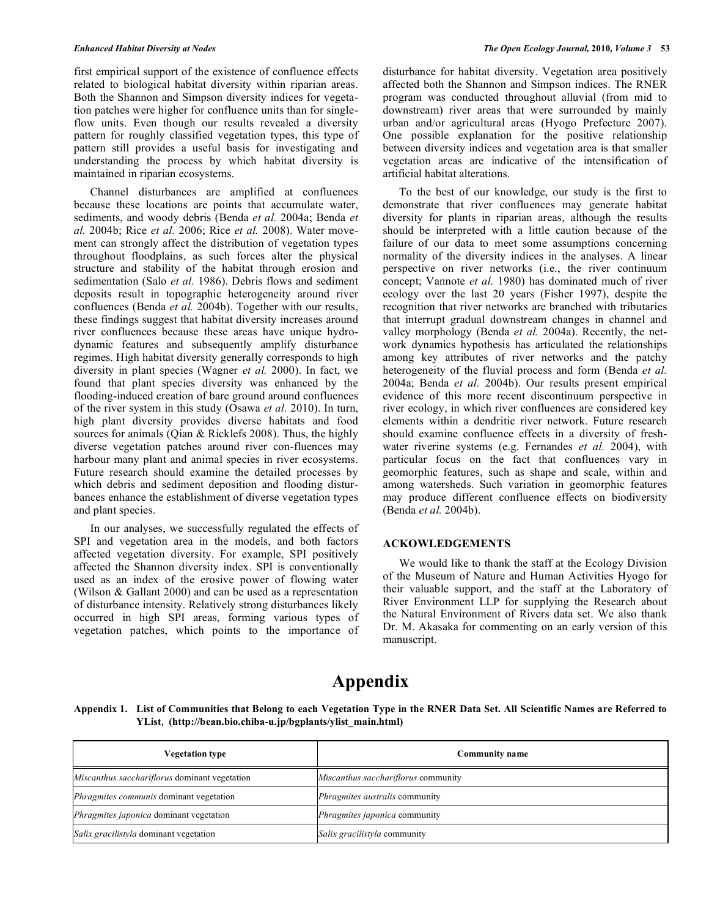first empirical support of the existence of confluence effects related to biological habitat diversity within riparian areas. Both the Shannon and Simpson diversity indices for vegetation patches were higher for confluence units than for single-flow units. Even though our results revealed a diversity pattern for roughly classified vegetation types, this type of pattern still provides a useful basis for investigating and understanding the process by which habitat diversity is maintained in riparian ecosystems.

Channel disturbances are amplified at confluences because these locations are points that accumulate water, sediments, and woody debris (Benda *et al.* 2004a; Benda *et al.* 2004b; Rice *et al.* 2006; Rice *et al.* 2008). Water movement can strongly affect the distribution of vegetation types throughout floodplains, as such forces alter the physical structure and stability of the habitat through erosion and sedimentation (Salo *et al.* 1986). Debris flows and sediment deposits result in topographic heterogeneity around river confluences (Benda *et al.* 2004b). Together with our results, these findings suggest that habitat diversity increases around river confluences because these areas have unique hydrodynamic features and subsequently amplify disturbance regimes. High habitat diversity generally corresponds to high diversity in plant species (Wagner *et al.* 2000). In fact, we found that plant species diversity was enhanced by the flooding-induced creation of bare ground around confluences of the river system in this study (Osawa *et al.* 2010). In turn, high plant diversity provides diverse habitats and food sources for animals (Qian & Ricklefs 2008). Thus, the highly diverse vegetation patches around river con-fluences may harbour many plant and animal species in river ecosystems. Future research should examine the detailed processes by which debris and sediment deposition and flooding disturbances enhance the establishment of diverse vegetation types and plant species.

In our analyses, we successfully regulated the effects of SPI and vegetation area in the models, and both factors affected vegetation diversity. For example, SPI positively affected the Shannon diversity index. SPI is conventionally used as an index of the erosive power of flowing water (Wilson & Gallant 2000) and can be used as a representation of disturbance intensity. Relatively strong disturbances likely occurred in high SPI areas, forming various types of vegetation patches, which points to the importance of disturbance for habitat diversity. Vegetation area positively affected both the Shannon and Simpson indices. The RNER program was conducted throughout alluvial (from mid to downstream) river areas that were surrounded by mainly urban and/or agricultural areas (Hyogo Prefecture 2007). One possible explanation for the positive relationship between diversity indices and vegetation area is that smaller vegetation areas are indicative of the intensification of artificial habitat alterations.

To the best of our knowledge, our study is the first to demonstrate that river confluences may generate habitat diversity for plants in riparian areas, although the results should be interpreted with a little caution because of the failure of our data to meet some assumptions concerning normality of the diversity indices in the analyses. A linear perspective on river networks (i.e., the river continuum concept; Vannote *et al.* 1980) has dominated much of river ecology over the last 20 years (Fisher 1997), despite the recognition that river networks are branched with tributaries that interrupt gradual downstream changes in channel and valley morphology (Benda *et al.* 2004a). Recently, the network dynamics hypothesis has articulated the relationships among key attributes of river networks and the patchy heterogeneity of the fluvial process and form (Benda *et al.* 2004a; Benda *et al.* 2004b). Our results present empirical evidence of this more recent discontinuum perspective in river ecology, in which river confluences are considered key elements within a dendritic river network. Future research should examine confluence effects in a diversity of freshwater riverine systems (e.g. Fernandes *et al.* 2004), with particular focus on the fact that confluences vary in geomorphic features, such as shape and scale, within and among watersheds. Such variation in geomorphic features may produce different confluence effects on biodiversity (Benda *et al.* 2004b).

## ACKOWLEDGEMENTS

We would like to thank the staff at the Ecology Division of the Museum of Nature and Human Activities Hyogo for their valuable support, and the staff at the Laboratory of River Environment LLP for supplying the Research about the Natural Environment of Rivers data set. We also thank Dr. M. Akasaka for commenting on an early version of this manuscript.

# Appendix

**Appendix 1. List of Communities that Belong to each Vegetation Type in the RNER Data Set. All Scientific Names are Referred to YList, (http://bean.bio.chiba-u.jp/bgplants/ylist_main.html)**

| Vegetation type | Community name |
|---|---|
| *Miscanthus sacchariflorus* dominant vegetation | *Miscanthus sacchariflorus* community |
| *Phragmites communis* dominant vegetation | *Phragmites australis* community |
| *Phragmites japonica* dominant vegetation | *Phragmites japonica* community |
| *Salix gracilistyla* dominant vegetation | *Salix gracilistyla* community |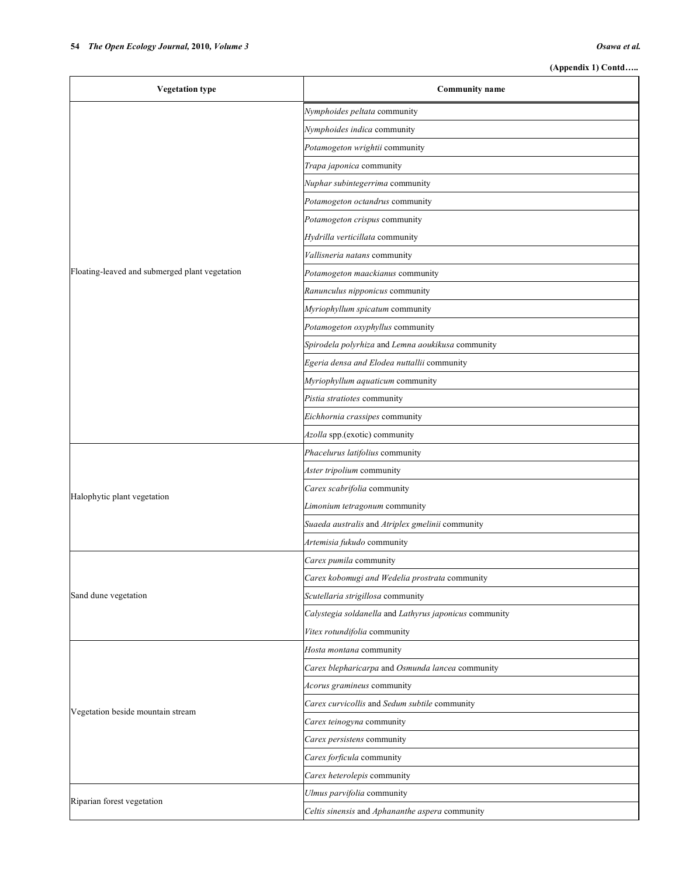**(Appendix 1) Contd…..**

| Vegetation type | Community name |
|---|---|
| Floating-leaved and submerged plant vegetation | *Nymphoides peltata* community |
| | *Nymphoides indica* community |
| | *Potamogeton wrightii* community |
| | *Trapa japonica* community |
| | *Nuphar subintegerrima* community |
| | *Potamogeton octandrus* community |
| | *Potamogeton crispus* community |
| | *Hydrilla verticillata* community |
| | *Vallisneria natans* community |
| | *Potamogeton maackianus* community |
| | *Ranunculus nipponicus* community |
| | *Myriophyllum spicatum* community |
| | *Potamogeton oxyphyllus* community |
| | *Spirodela polyrhiza* and *Lemna aoukikusa* community |
| | *Egeria densa and Elodea nuttallii* community |
| | *Myriophyllum aquaticum* community |
| | *Pistia stratiotes* community |
| | *Eichhornia crassipes* community |
| | *Azolla* spp.(exotic) community |
| Halophytic plant vegetation | *Phacelurus latifolius* community |
| | *Aster tripolium* community |
| | *Carex scabrifolia* community |
| | *Limonium tetragonum* community |
| | *Suaeda australis* and *Atriplex gmelinii* community |
| | *Artemisia fukudo* community |
| Sand dune vegetation | *Carex pumila* community |
| | *Carex kobomugi and Wedelia prostrata* community |
| | *Scutellaria strigillosa* community |
| | *Calystegia soldanella* and *Lathyrus japonicus* community |
| | *Vitex rotundifolia* community |
| Vegetation beside mountain stream | *Hosta montana* community |
| | *Carex blepharicarpa* and *Osmunda lancea* community |
| | *Acorus gramineus* community |
| | *Carex curvicollis* and *Sedum subtile* community |
| | *Carex teinogyna* community |
| | *Carex persistens* community |
| | *Carex forficula* community |
| | *Carex heterolepis* community |
| Riparian forest vegetation | *Ulmus parvifolia* community |
| | *Celtis sinensis* and *Aphananthe aspera* community |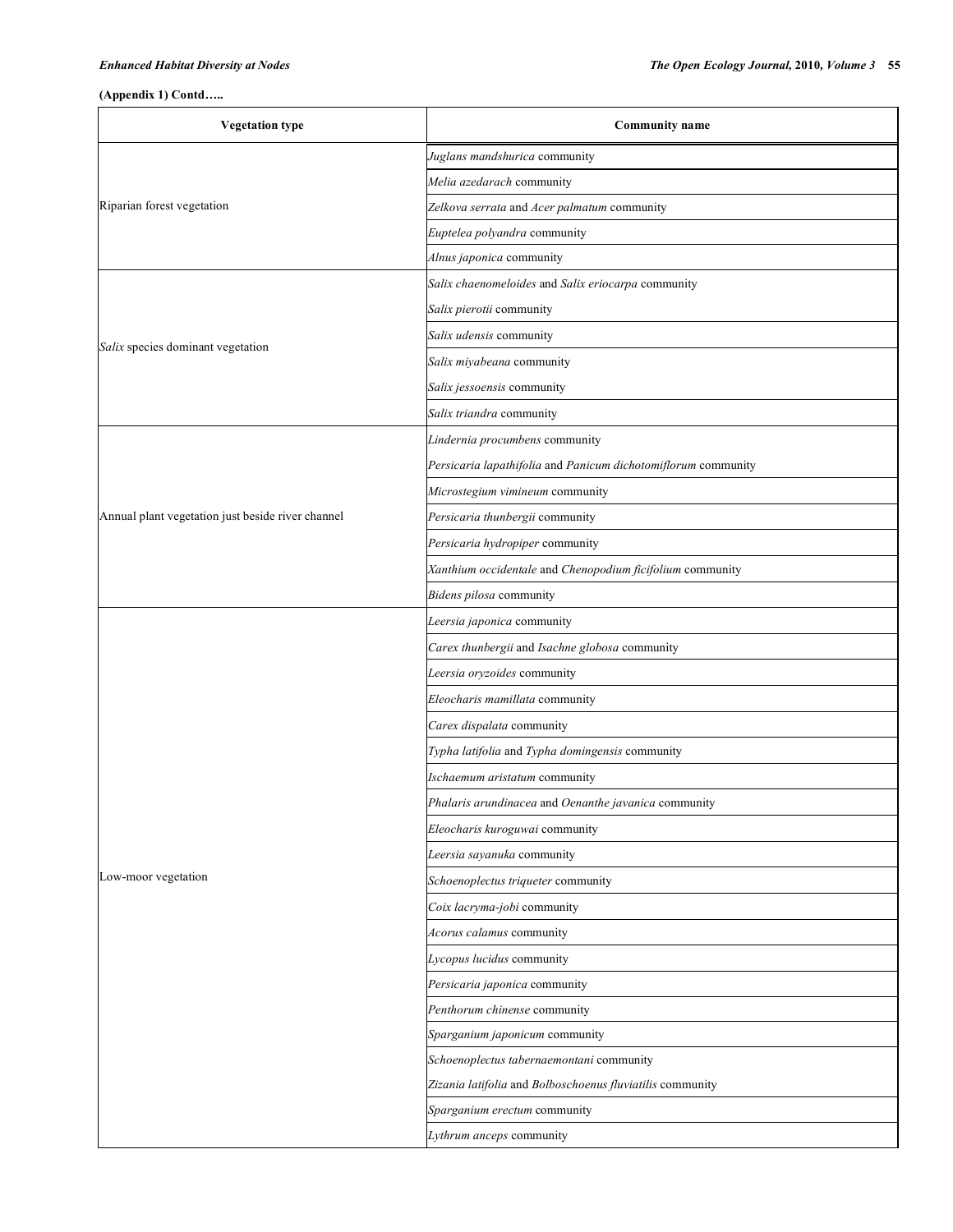**(Appendix 1) Contd…..**

| Vegetation type | Community name |
|---|---|
| Riparian forest vegetation | *Juglans mandshurica* community |
| | *Melia azedarach* community |
| | *Zelkova serrata* and *Acer palmatum* community |
| | *Euptelea polyandra* community |
| | *Alnus japonica* community |
| *Salix* species dominant vegetation | *Salix chaenomeloides* and *Salix eriocarpa* community |
| | *Salix pierotii* community |
| | *Salix udensis* community |
| | *Salix miyabeana* community |
| | *Salix jessoensis* community |
| | *Salix triandra* community |
| Annual plant vegetation just beside river channel | *Lindernia procumbens* community |
| | *Persicaria lapathifolia* and *Panicum dichotomiflorum* community |
| | *Microstegium vimineum* community |
| | *Persicaria thunbergii* community |
| | *Persicaria hydropiper* community |
| | *Xanthium occidentale* and *Chenopodium ficifolium* community |
| | *Bidens pilosa* community |
| Low-moor vegetation | *Leersia japonica* community |
| | *Carex thunbergii* and *Isachne globosa* community |
| | *Leersia oryzoides* community |
| | *Eleocharis mamillata* community |
| | *Carex dispalata* community |
| | *Typha latifolia* and *Typha domingensis* community |
| | *Ischaemum aristatum* community |
| | *Phalaris arundinacea* and *Oenanthe javanica* community |
| | *Eleocharis kuroguwai* community |
| | *Leersia sayanuka* community |
| | *Schoenoplectus triqueter* community |
| | *Coix lacryma-jobi* community |
| | *Acorus calamus* community |
| | *Lycopus lucidus* community |
| | *Persicaria japonica* community |
| | *Penthorum chinense* community |
| | *Sparganium japonicum* community |
| | *Schoenoplectus tabernaemontani* community |
| | *Zizania latifolia* and *Bolboschoenus fluviatilis* community |
| | *Sparganium erectum* community |
| | *Lythrum anceps* community |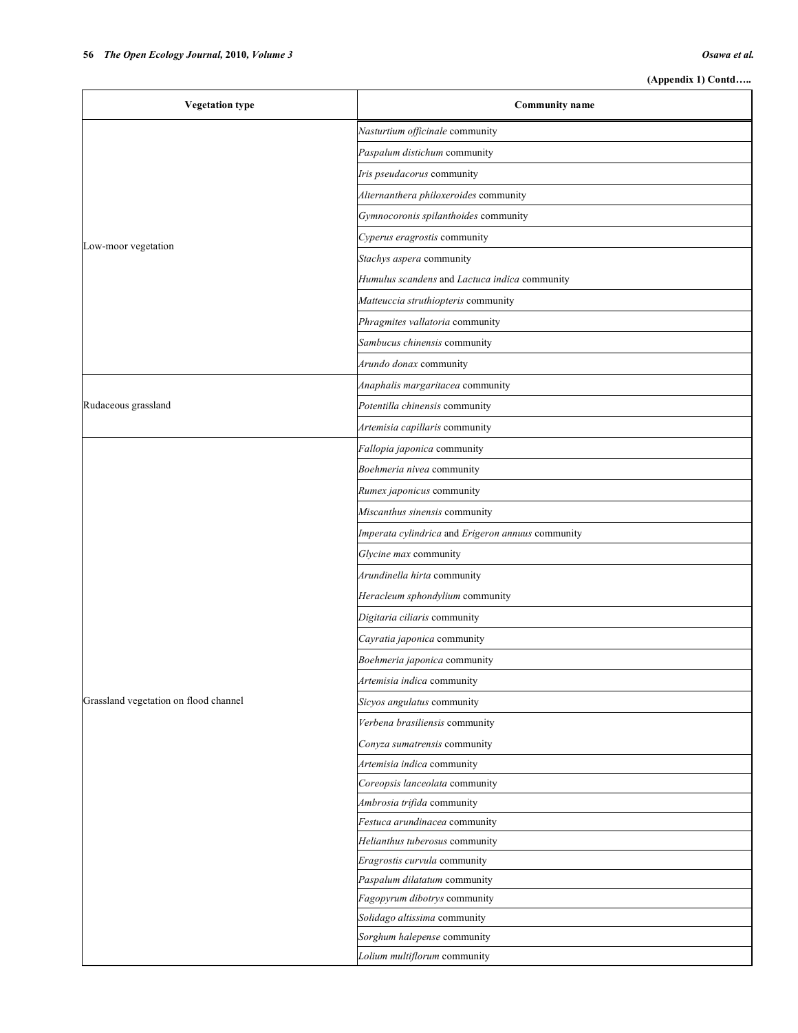(Appendix 1) Contd…..

| Vegetation type | Community name |
|---|---|
| Low-moor vegetation | *Nasturtium officinale* community |
| | *Paspalum distichum* community |
| | *Iris pseudacorus* community |
| | *Alternanthera philoxeroides* community |
| | *Gymnocoronis spilanthoides* community |
| | *Cyperus eragrostis* community |
| | *Stachys aspera* community |
| | *Humulus scandens* and *Lactuca indica* community |
| | *Matteuccia struthiopteris* community |
| | *Phragmites vallatoria* community |
| | *Sambucus chinensis* community |
| | *Arundo donax* community |
| Rudaceous grassland | *Anaphalis margaritacea* community |
| | *Potentilla chinensis* community |
| | *Artemisia capillaris* community |
| Grassland vegetation on flood channel | *Fallopia japonica* community |
| | *Boehmeria nivea* community |
| | *Rumex japonicus* community |
| | *Miscanthus sinensis* community |
| | *Imperata cylindrica* and *Erigeron annuus* community |
| | *Glycine max* community |
| | *Arundinella hirta* community |
| | *Heracleum sphondylium* community |
| | *Digitaria ciliaris* community |
| | *Cayratia japonica* community |
| | *Boehmeria japonica* community |
| | *Artemisia indica* community |
| | *Sicyos angulatus* community |
| | *Verbena brasiliensis* community |
| | *Conyza sumatrensis* community |
| | *Artemisia indica* community |
| | *Coreopsis lanceolata* community |
| | *Ambrosia trifida* community |
| | *Festuca arundinacea* community |
| | *Helianthus tuberosus* community |
| | *Eragrostis curvula* community |
| | *Paspalum dilatatum* community |
| | *Fagopyrum dibotrys* community |
| | *Solidago altissima* community |
| | *Sorghum halepense* community |
| | *Lolium multiflorum* community |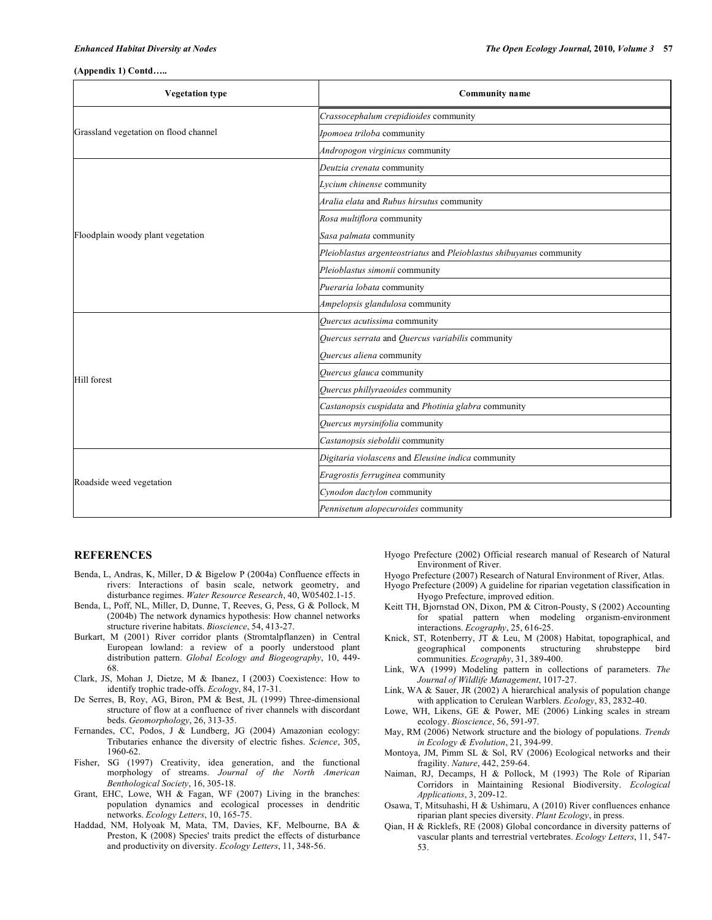**(Appendix 1) Contd…..**

| Vegetation type | Community name |
|---|---|
| Grassland vegetation on flood channel | *Crassocephalum crepidioides* community |
| | *Ipomoea triloba* community |
| | *Andropogon virginicus* community |
| Floodplain woody plant vegetation | *Deutzia crenata* community |
| | *Lycium chinense* community |
| | *Aralia elata* and *Rubus hirsutus* community |
| | *Rosa multiflora* community |
| | *Sasa palmata* community |
| | *Pleioblastus argenteostriatus* and *Pleioblastus shibuyanus* community |
| | *Pleioblastus simonii* community |
| | *Pueraria lobata* community |
| | *Ampelopsis glandulosa* community |
| Hill forest | *Quercus acutissima* community |
| | *Quercus serrata* and *Quercus variabilis* community |
| | *Quercus aliena* community |
| | *Quercus glauca* community |
| | *Quercus phillyraeoides* community |
| | *Castanopsis cuspidata* and *Photinia glabra* community |
| | *Quercus myrsinifolia* community |
| | *Castanopsis sieboldii* community |
| Roadside weed vegetation | *Digitaria violascens* and *Eleusine indica* community |
| | *Eragrostis ferruginea* community |
| | *Cynodon dactylon* community |
| | *Pennisetum alopecuroides* community |

## REFERENCES

Benda, L, Andras, K, Miller, D & Bigelow P (2004a) Confluence effects in rivers: Interactions of basin scale, network geometry, and disturbance regimes. *Water Resource Research*, 40, W05402.1-15.

Benda, L, Poff, NL, Miller, D, Dunne, T, Reeves, G, Pess, G & Pollock, M (2004b) The network dynamics hypothesis: How channel networks structure riverine habitats. *Bioscience*, 54, 413-27.

Burkart, M (2001) River corridor plants (Stromtalpflanzen) in Central European lowland: a review of a poorly understood plant distribution pattern. *Global Ecology and Biogeography*, 10, 449-68.

Clark, JS, Mohan J, Dietze, M & Ibanez, I (2003) Coexistence: How to identify trophic trade-offs. *Ecology*, 84, 17-31.

De Serres, B, Roy, AG, Biron, PM & Best, JL (1999) Three-dimensional structure of flow at a confluence of river channels with discordant beds. *Geomorphology*, 26, 313-35.

Fernandes, CC, Podos, J & Lundberg, JG (2004) Amazonian ecology: Tributaries enhance the diversity of electric fishes. *Science*, 305, 1960-62.

Fisher, SG (1997) Creativity, idea generation, and the functional morphology of streams. *Journal of the North American Benthological Society*, 16, 305-18.

Grant, EHC, Lowe, WH & Fagan, WF (2007) Living in the branches: population dynamics and ecological processes in dendritic networks. *Ecology Letters*, 10, 165-75.

Haddad, NM, Holyoak M, Mata, TM, Davies, KF, Melbourne, BA & Preston, K (2008) Species' traits predict the effects of disturbance and productivity on diversity. *Ecology Letters*, 11, 348-56.

Hyogo Prefecture (2002) Official research manual of Research of Natural Environment of River.

Hyogo Prefecture (2007) Research of Natural Environment of River, Atlas.

Hyogo Prefecture (2009) A guideline for riparian vegetation classification in Hyogo Prefecture, improved edition.

Keitt TH, Bjornstad ON, Dixon, PM & Citron-Pousty, S (2002) Accounting for spatial pattern when modeling organism-environment interactions. *Ecography*, 25, 616-25.

Knick, ST, Rotenberry, JT & Leu, M (2008) Habitat, topographical, and geographical components structuring shrubsteppe bird communities. *Ecography*, 31, 389-400.

Link, WA (1999) Modeling pattern in collections of parameters. *The Journal of Wildlife Management*, 1017-27.

Link, WA & Sauer, JR (2002) A hierarchical analysis of population change with application to Cerulean Warblers. *Ecology*, 83, 2832-40.

Lowe, WH, Likens, GE & Power, ME (2006) Linking scales in stream ecology. *Bioscience*, 56, 591-97.

May, RM (2006) Network structure and the biology of populations. *Trends in Ecology & Evolution*, 21, 394-99.

Montoya, JM, Pimm SL & Sol, RV (2006) Ecological networks and their fragility. *Nature*, 442, 259-64.

Naiman, RJ, Decamps, H & Pollock, M (1993) The Role of Riparian Corridors in Maintaining Resional Biodiversity. *Ecological Applications*, 3, 209-12.

Osawa, T, Mitsuhashi, H & Ushimaru, A (2010) River confluences enhance riparian plant species diversity. *Plant Ecology*, in press.

Qian, H & Ricklefs, RE (2008) Global concordance in diversity patterns of vascular plants and terrestrial vertebrates. *Ecology Letters*, 11, 547-53.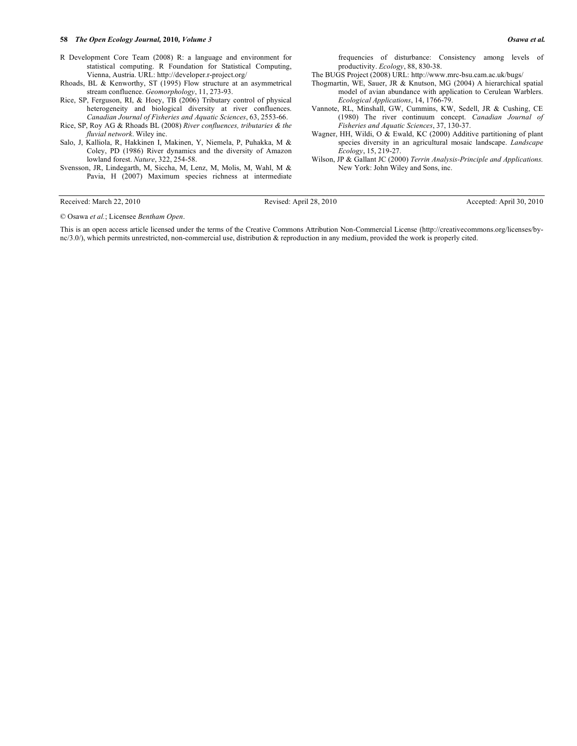R Development Core Team (2008) R: a language and environment for statistical computing. R Foundation for Statistical Computing, Vienna, Austria. URL: http://developer.r-project.org/

Rhoads, BL & Kenworthy, ST (1995) Flow structure at an asymmetrical stream confluence. *Geomorphology*, 11, 273-93.

Rice, SP, Ferguson, RI, & Hoey, TB (2006) Tributary control of physical heterogeneity and biological diversity at river confluences. *Canadian Journal of Fisheries and Aquatic Sciences*, 63, 2553-66.

Rice, SP, Roy AG & Rhoads BL (2008) *River confluences, tributaries & the fluvial network*. Wiley inc.

Salo, J, Kalliola, R, Hakkinen I, Makinen, Y, Niemela, P, Puhakka, M & Coley, PD (1986) River dynamics and the diversity of Amazon lowland forest. *Nature*, 322, 254-58.

Svensson, JR, Lindegarth, M, Siccha, M, Lenz, M, Molis, M, Wahl, M & Pavia, H (2007) Maximum species richness at intermediate frequencies of disturbance: Consistency among levels of productivity. *Ecology*, 88, 830-38.

The BUGS Project (2008) URL: http://www.mrc-bsu.cam.ac.uk/bugs/

Thogmartin, WE, Sauer, JR & Knutson, MG (2004) A hierarchical spatial model of avian abundance with application to Cerulean Warblers. *Ecological Applications*, 14, 1766-79.

Vannote, RL, Minshall, GW, Cummins, KW, Sedell, JR & Cushing, CE (1980) The river continuum concept. *Canadian Journal of Fisheries and Aquatic Sciences*, 37, 130-37.

Wagner, HH, Wildi, O & Ewald, KC (2000) Additive partitioning of plant species diversity in an agricultural mosaic landscape. *Landscape Ecology*, 15, 219-27.

Wilson, JP & Gallant JC (2000) *Terrin Analysis-Principle and Applications.* New York: John Wiley and Sons, inc.

---

Received: March 22, 2010 Revised: April 28, 2010 Accepted: April 30, 2010

© Osawa *et al.*; Licensee *Bentham Open*.

This is an open access article licensed under the terms of the Creative Commons Attribution Non-Commercial License (http://creativecommons.org/licenses/by-nc/3.0/), which permits unrestricted, non-commercial use, distribution & reproduction in any medium, provided the work is properly cited.